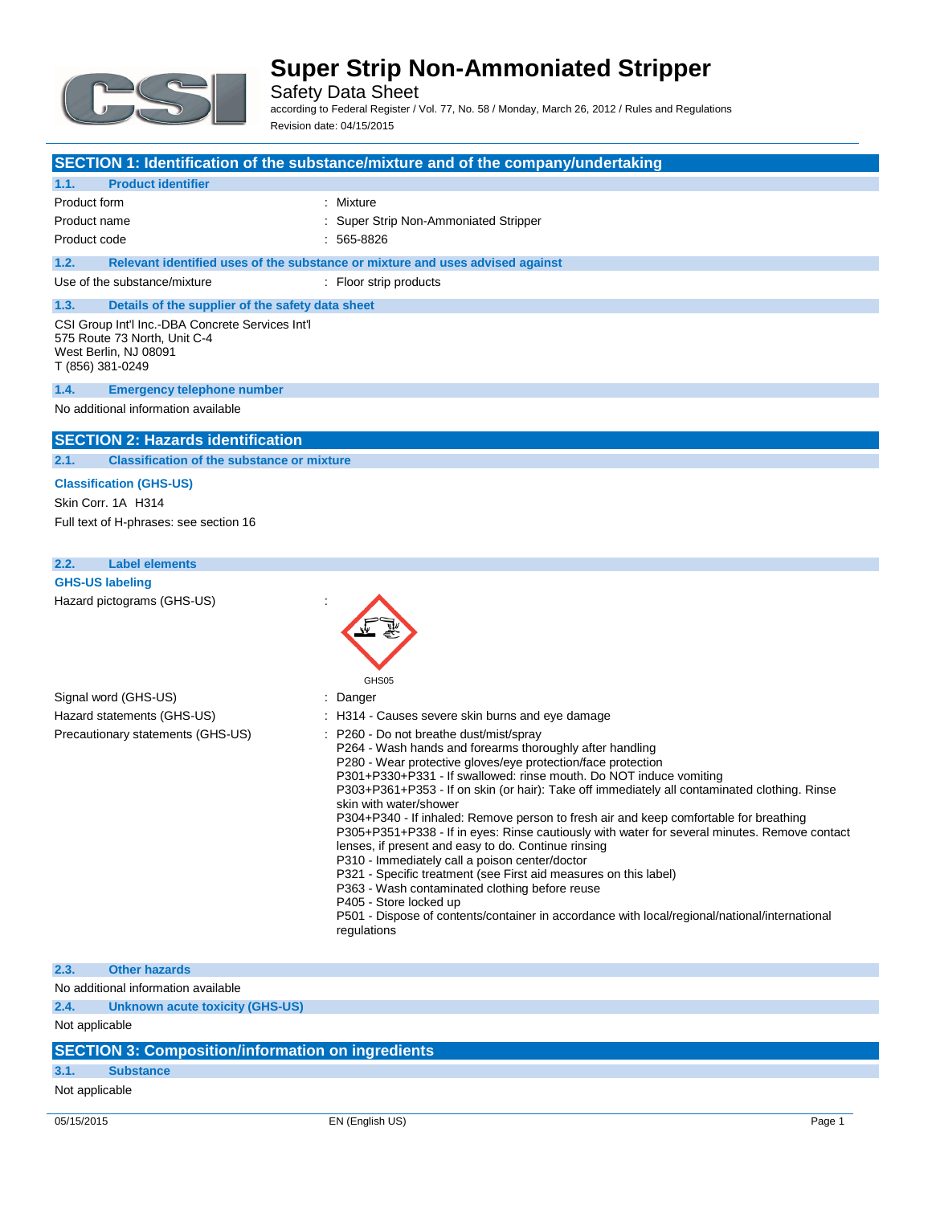# Super Strip Non-Ammoniated Stripper

Safety Data Sheet

according to Federal Register / Vol. 77, No. 58 / Monday, March 26, 2012 / Rules and Regulations

Revision date: 04/15/2015

## SECTION 1: Identification of the substance/mixture and of the company/undertaking

### 1.1. Product identifier

| | |
|---|---|
| Product form | : Mixture |
| Product name | : Super Strip Non-Ammoniated Stripper |
| Product code | : 565-8826 |

### 1.2. Relevant identified uses of the substance or mixture and uses advised against

| | |
|---|---|
| Use of the substance/mixture | : Floor strip products |

### 1.3. Details of the supplier of the safety data sheet

CSI Group Int'l Inc.-DBA Concrete Services Int'l
575 Route 73 North, Unit C-4
West Berlin, NJ 08091
T (856) 381-0249

### 1.4. Emergency telephone number

No additional information available

## SECTION 2: Hazards identification

### 2.1. Classification of the substance or mixture

**Classification (GHS-US)**

Skin Corr. 1A H314

Full text of H-phrases: see section 16

### 2.2. Label elements

**GHS-US labeling**

Hazard pictograms (GHS-US) :

GHS05

Signal word (GHS-US) : Danger

Hazard statements (GHS-US) : H314 - Causes severe skin burns and eye damage

Precautionary statements (GHS-US) :
- P260 - Do not breathe dust/mist/spray
- P264 - Wash hands and forearms thoroughly after handling
- P280 - Wear protective gloves/eye protection/face protection
- P301+P330+P331 - If swallowed: rinse mouth. Do NOT induce vomiting
- P303+P361+P353 - If on skin (or hair): Take off immediately all contaminated clothing. Rinse skin with water/shower
- P304+P340 - If inhaled: Remove person to fresh air and keep comfortable for breathing
- P305+P351+P338 - If in eyes: Rinse cautiously with water for several minutes. Remove contact lenses, if present and easy to do. Continue rinsing
- P310 - Immediately call a poison center/doctor
- P321 - Specific treatment (see First aid measures on this label)
- P363 - Wash contaminated clothing before reuse
- P405 - Store locked up
- P501 - Dispose of contents/container in accordance with local/regional/national/international regulations

### 2.3. Other hazards

No additional information available

### 2.4. Unknown acute toxicity (GHS-US)

Not applicable

## SECTION 3: Composition/information on ingredients

### 3.1. Substance

Not applicable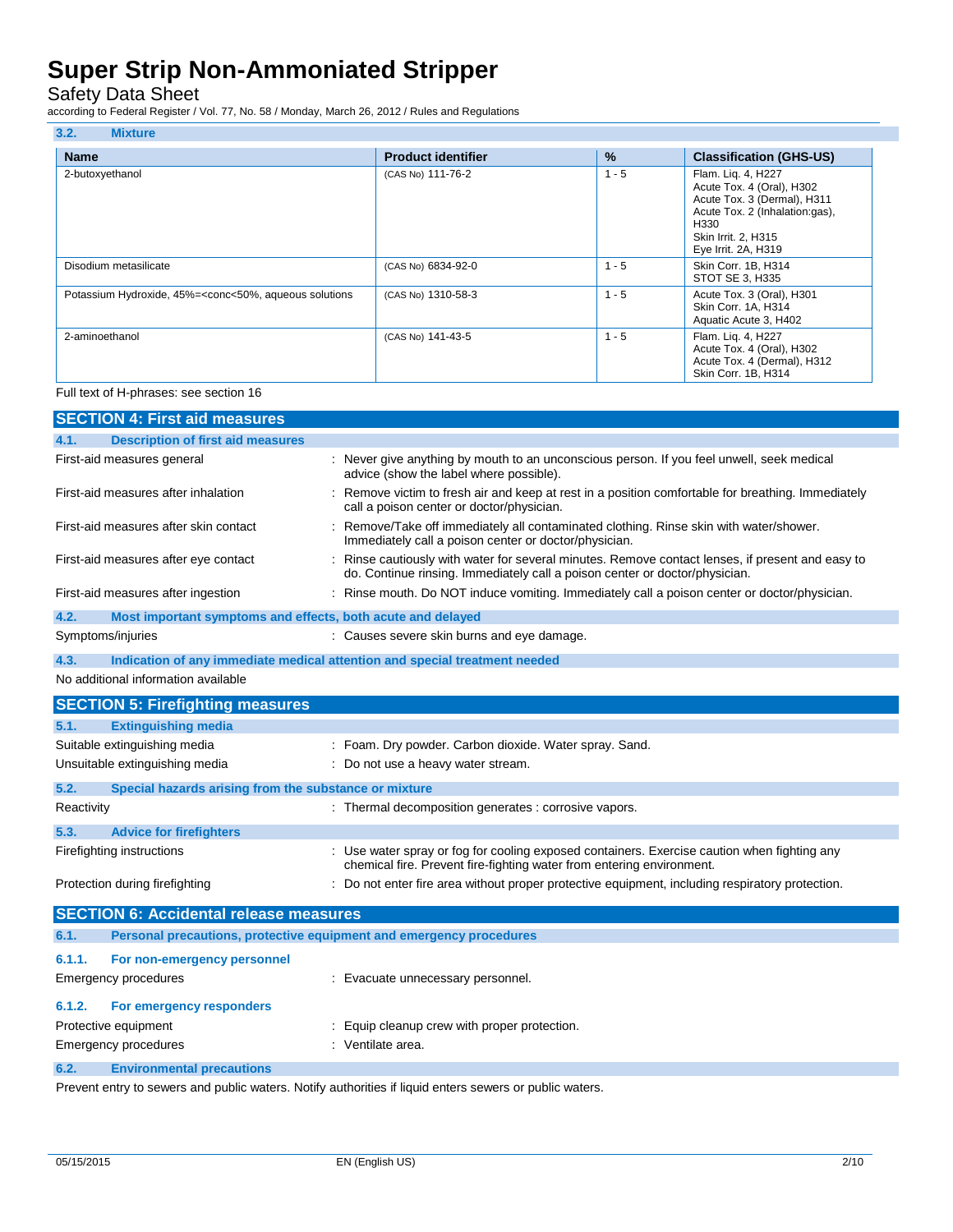### 3.2. Mixture

| Name | Product identifier | % | Classification (GHS-US) |
| --- | --- | --- | --- |
| 2-butoxyethanol | (CAS No) 111-76-2 | 1 - 5 | Flam. Liq. 4, H227<br>Acute Tox. 4 (Oral), H302<br>Acute Tox. 3 (Dermal), H311<br>Acute Tox. 2 (Inhalation:gas), H330<br>Skin Irrit. 2, H315<br>Eye Irrit. 2A, H319 |
| Disodium metasilicate | (CAS No) 6834-92-0 | 1 - 5 | Skin Corr. 1B, H314<br>STOT SE 3, H335 |
| Potassium Hydroxide, 45%=<conc<50%, aqueous solutions | (CAS No) 1310-58-3 | 1 - 5 | Acute Tox. 3 (Oral), H301<br>Skin Corr. 1A, H314<br>Aquatic Acute 3, H402 |
| 2-aminoethanol | (CAS No) 141-43-5 | 1 - 5 | Flam. Liq. 4, H227<br>Acute Tox. 4 (Oral), H302<br>Acute Tox. 4 (Dermal), H312<br>Skin Corr. 1B, H314 |

Full text of H-phrases: see section 16

## SECTION 4: First aid measures

### 4.1. Description of first aid measures

| | |
| --- | --- |
| First-aid measures general | : Never give anything by mouth to an unconscious person. If you feel unwell, seek medical advice (show the label where possible). |
| First-aid measures after inhalation | : Remove victim to fresh air and keep at rest in a position comfortable for breathing. Immediately call a poison center or doctor/physician. |
| First-aid measures after skin contact | : Remove/Take off immediately all contaminated clothing. Rinse skin with water/shower. Immediately call a poison center or doctor/physician. |
| First-aid measures after eye contact | : Rinse cautiously with water for several minutes. Remove contact lenses, if present and easy to do. Continue rinsing. Immediately call a poison center or doctor/physician. |
| First-aid measures after ingestion | : Rinse mouth. Do NOT induce vomiting. Immediately call a poison center or doctor/physician. |

### 4.2. Most important symptoms and effects, both acute and delayed

| | |
| --- | --- |
| Symptoms/injuries | : Causes severe skin burns and eye damage. |

### 4.3. Indication of any immediate medical attention and special treatment needed

No additional information available

## SECTION 5: Firefighting measures

### 5.1. Extinguishing media

| | |
| --- | --- |
| Suitable extinguishing media | : Foam. Dry powder. Carbon dioxide. Water spray. Sand. |
| Unsuitable extinguishing media | : Do not use a heavy water stream. |

### 5.2. Special hazards arising from the substance or mixture

| | |
| --- | --- |
| Reactivity | : Thermal decomposition generates : corrosive vapors. |

### 5.3. Advice for firefighters

| | |
| --- | --- |
| Firefighting instructions | : Use water spray or fog for cooling exposed containers. Exercise caution when fighting any chemical fire. Prevent fire-fighting water from entering environment. |
| Protection during firefighting | : Do not enter fire area without proper protective equipment, including respiratory protection. |

## SECTION 6: Accidental release measures

### 6.1. Personal precautions, protective equipment and emergency procedures

#### 6.1.1. For non-emergency personnel

| | |
| --- | --- |
| Emergency procedures | : Evacuate unnecessary personnel. |

#### 6.1.2. For emergency responders

| | |
| --- | --- |
| Protective equipment | : Equip cleanup crew with proper protection. |
| Emergency procedures | : Ventilate area. |

### 6.2. Environmental precautions

Prevent entry to sewers and public waters. Notify authorities if liquid enters sewers or public waters.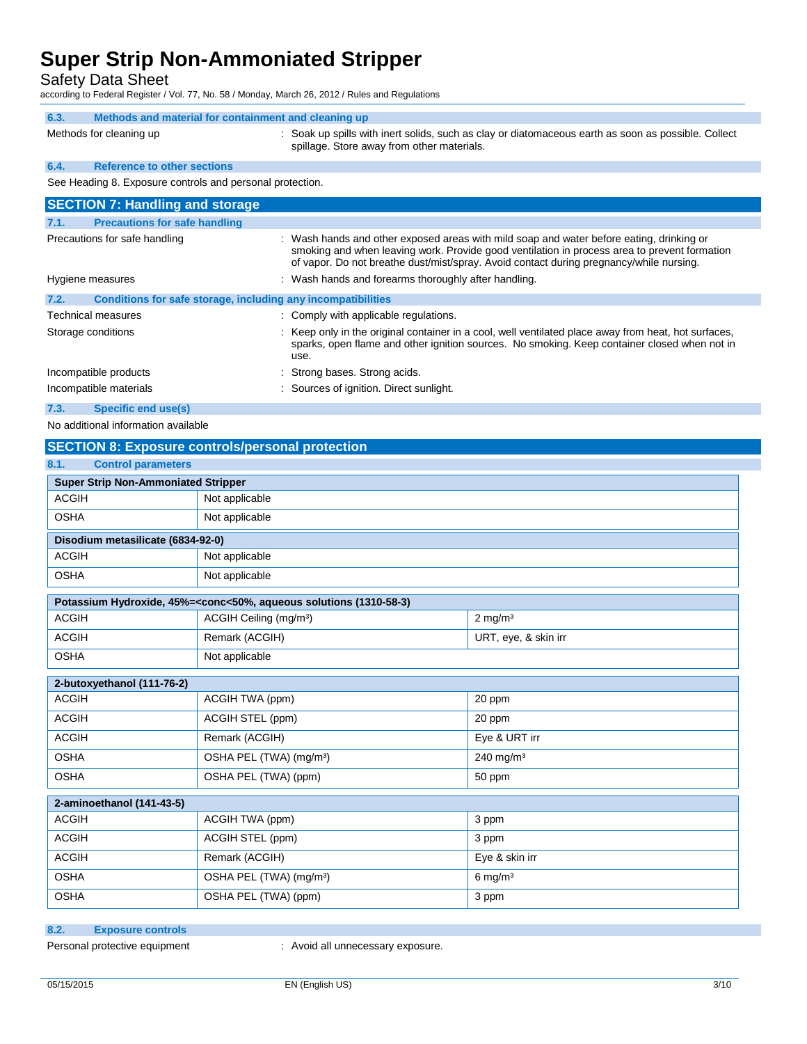### 6.3. Methods and material for containment and cleaning up

Methods for cleaning up : Soak up spills with inert solids, such as clay or diatomaceous earth as soon as possible. Collect spillage. Store away from other materials.

### 6.4. Reference to other sections

See Heading 8. Exposure controls and personal protection.

## SECTION 7: Handling and storage

### 7.1. Precautions for safe handling

Precautions for safe handling : Wash hands and other exposed areas with mild soap and water before eating, drinking or smoking and when leaving work. Provide good ventilation in process area to prevent formation of vapor. Do not breathe dust/mist/spray. Avoid contact during pregnancy/while nursing.

Hygiene measures : Wash hands and forearms thoroughly after handling.

### 7.2. Conditions for safe storage, including any incompatibilities

Technical measures : Comply with applicable regulations.

Storage conditions : Keep only in the original container in a cool, well ventilated place away from heat, hot surfaces, sparks, open flame and other ignition sources. No smoking. Keep container closed when not in use.

Incompatible products : Strong bases. Strong acids.

Incompatible materials : Sources of ignition. Direct sunlight.

### 7.3. Specific end use(s)

No additional information available

## SECTION 8: Exposure controls/personal protection

### 8.1. Control parameters

| Super Strip Non-Ammoniated Stripper | |
|---|---|
| ACGIH | Not applicable |
| OSHA | Not applicable |

| Disodium metasilicate (6834-92-0) | |
|---|---|
| ACGIH | Not applicable |
| OSHA | Not applicable |

| Potassium Hydroxide, 45%=<conc<50%, aqueous solutions (1310-58-3) | | |
|---|---|---|
| ACGIH | ACGIH Ceiling (mg/m³) | 2 mg/m³ |
| ACGIH | Remark (ACGIH) | URT, eye, & skin irr |
| OSHA | Not applicable | |

| 2-butoxyethanol (111-76-2) | | |
|---|---|---|
| ACGIH | ACGIH TWA (ppm) | 20 ppm |
| ACGIH | ACGIH STEL (ppm) | 20 ppm |
| ACGIH | Remark (ACGIH) | Eye & URT irr |
| OSHA | OSHA PEL (TWA) (mg/m³) | 240 mg/m³ |
| OSHA | OSHA PEL (TWA) (ppm) | 50 ppm |

| 2-aminoethanol (141-43-5) | | |
|---|---|---|
| ACGIH | ACGIH TWA (ppm) | 3 ppm |
| ACGIH | ACGIH STEL (ppm) | 3 ppm |
| ACGIH | Remark (ACGIH) | Eye & skin irr |
| OSHA | OSHA PEL (TWA) (mg/m³) | 6 mg/m³ |
| OSHA | OSHA PEL (TWA) (ppm) | 3 ppm |

### 8.2. Exposure controls

Personal protective equipment : Avoid all unnecessary exposure.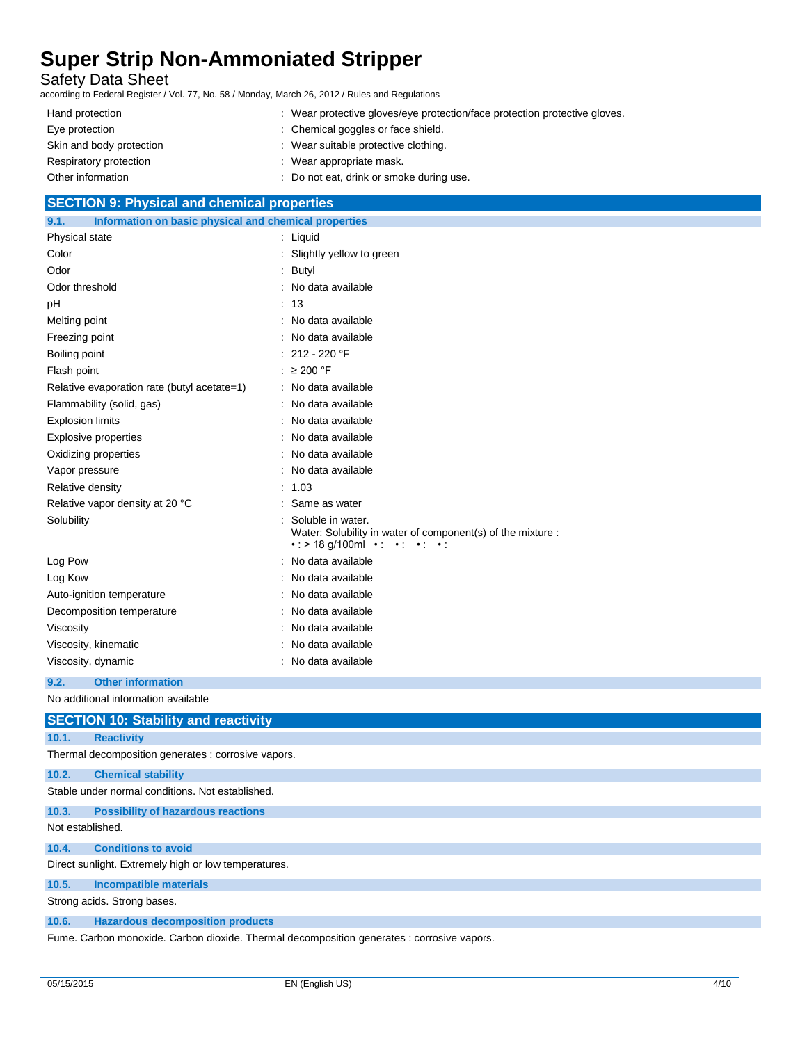| | |
|---|---|
| Hand protection | : Wear protective gloves/eye protection/face protection protective gloves. |
| Eye protection | : Chemical goggles or face shield. |
| Skin and body protection | : Wear suitable protective clothing. |
| Respiratory protection | : Wear appropriate mask. |
| Other information | : Do not eat, drink or smoke during use. |

## SECTION 9: Physical and chemical properties

### 9.1. Information on basic physical and chemical properties

| | |
|---|---|
| Physical state | : Liquid |
| Color | : Slightly yellow to green |
| Odor | : Butyl |
| Odor threshold | : No data available |
| pH | : 13 |
| Melting point | : No data available |
| Freezing point | : No data available |
| Boiling point | : 212 - 220 °F |
| Flash point | : ≥ 200 °F |
| Relative evaporation rate (butyl acetate=1) | : No data available |
| Flammability (solid, gas) | : No data available |
| Explosion limits | : No data available |
| Explosive properties | : No data available |
| Oxidizing properties | : No data available |
| Vapor pressure | : No data available |
| Relative density | : 1.03 |
| Relative vapor density at 20 °C | : Same as water |
| Solubility | : Soluble in water. Water: Solubility in water of component(s) of the mixture : • : > 18 g/100ml • : • : • : • : |
| Log Pow | : No data available |
| Log Kow | : No data available |
| Auto-ignition temperature | : No data available |
| Decomposition temperature | : No data available |
| Viscosity | : No data available |
| Viscosity, kinematic | : No data available |
| Viscosity, dynamic | : No data available |

### 9.2. Other information

No additional information available

## SECTION 10: Stability and reactivity

### 10.1. Reactivity

Thermal decomposition generates : corrosive vapors.

### 10.2. Chemical stability

Stable under normal conditions. Not established.

### 10.3. Possibility of hazardous reactions

Not established.

### 10.4. Conditions to avoid

Direct sunlight. Extremely high or low temperatures.

### 10.5. Incompatible materials

Strong acids. Strong bases.

### 10.6. Hazardous decomposition products

Fume. Carbon monoxide. Carbon dioxide. Thermal decomposition generates : corrosive vapors.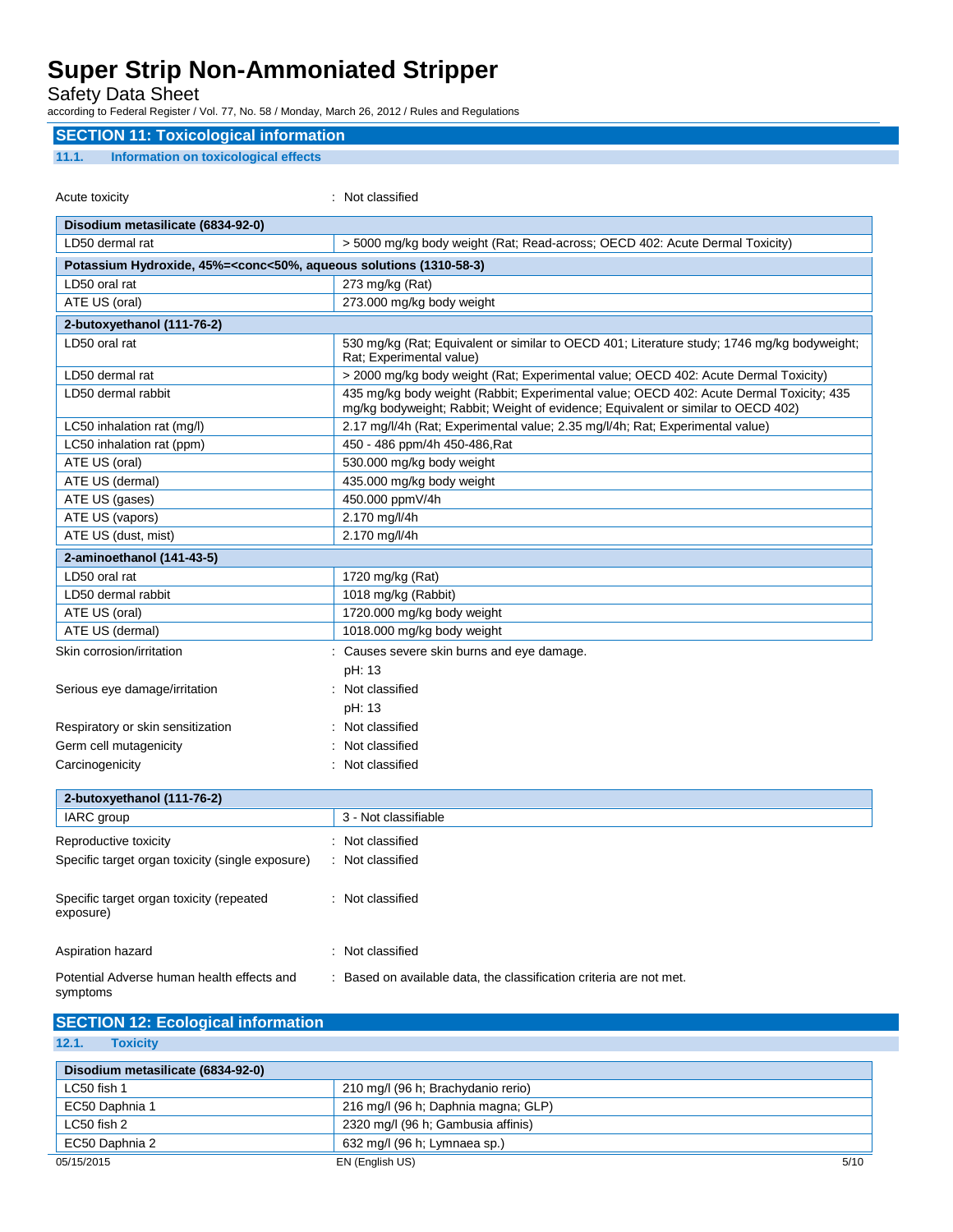## SECTION 11: Toxicological information

### 11.1. Information on toxicological effects

Acute toxicity : Not classified

| Disodium metasilicate (6834-92-0) | |
|---|---|
| LD50 dermal rat | > 5000 mg/kg body weight (Rat; Read-across; OECD 402: Acute Dermal Toxicity) |
| **Potassium Hydroxide, 45%=<conc<50%, aqueous solutions (1310-58-3)** | |
| LD50 oral rat | 273 mg/kg (Rat) |
| ATE US (oral) | 273.000 mg/kg body weight |
| **2-butoxyethanol (111-76-2)** | |
| LD50 oral rat | 530 mg/kg (Rat; Equivalent or similar to OECD 401; Literature study; 1746 mg/kg bodyweight; Rat; Experimental value) |
| LD50 dermal rat | > 2000 mg/kg body weight (Rat; Experimental value; OECD 402: Acute Dermal Toxicity) |
| LD50 dermal rabbit | 435 mg/kg body weight (Rabbit; Experimental value; OECD 402: Acute Dermal Toxicity; 435 mg/kg bodyweight; Rabbit; Weight of evidence; Equivalent or similar to OECD 402) |
| LC50 inhalation rat (mg/l) | 2.17 mg/l/4h (Rat; Experimental value; 2.35 mg/l/4h; Rat; Experimental value) |
| LC50 inhalation rat (ppm) | 450 - 486 ppm/4h 450-486,Rat |
| ATE US (oral) | 530.000 mg/kg body weight |
| ATE US (dermal) | 435.000 mg/kg body weight |
| ATE US (gases) | 450.000 ppmV/4h |
| ATE US (vapors) | 2.170 mg/l/4h |
| ATE US (dust, mist) | 2.170 mg/l/4h |
| **2-aminoethanol (141-43-5)** | |
| LD50 oral rat | 1720 mg/kg (Rat) |
| LD50 dermal rabbit | 1018 mg/kg (Rabbit) |
| ATE US (oral) | 1720.000 mg/kg body weight |
| ATE US (dermal) | 1018.000 mg/kg body weight |

Skin corrosion/irritation : Causes severe skin burns and eye damage.
pH: 13

Serious eye damage/irritation : Not classified
pH: 13

Respiratory or skin sensitization : Not classified

Germ cell mutagenicity : Not classified

Carcinogenicity : Not classified

| 2-butoxyethanol (111-76-2) | |
|---|---|
| IARC group | 3 - Not classifiable |

Reproductive toxicity : Not classified

Specific target organ toxicity (single exposure) : Not classified

Specific target organ toxicity (repeated exposure) : Not classified

Aspiration hazard : Not classified

Potential Adverse human health effects and symptoms : Based on available data, the classification criteria are not met.

## SECTION 12: Ecological information

### 12.1. Toxicity

| Disodium metasilicate (6834-92-0) | |
|---|---|
| LC50 fish 1 | 210 mg/l (96 h; Brachydanio rerio) |
| EC50 Daphnia 1 | 216 mg/l (96 h; Daphnia magna; GLP) |
| LC50 fish 2 | 2320 mg/l (96 h; Gambusia affinis) |
| EC50 Daphnia 2 | 632 mg/l (96 h; Lymnaea sp.) |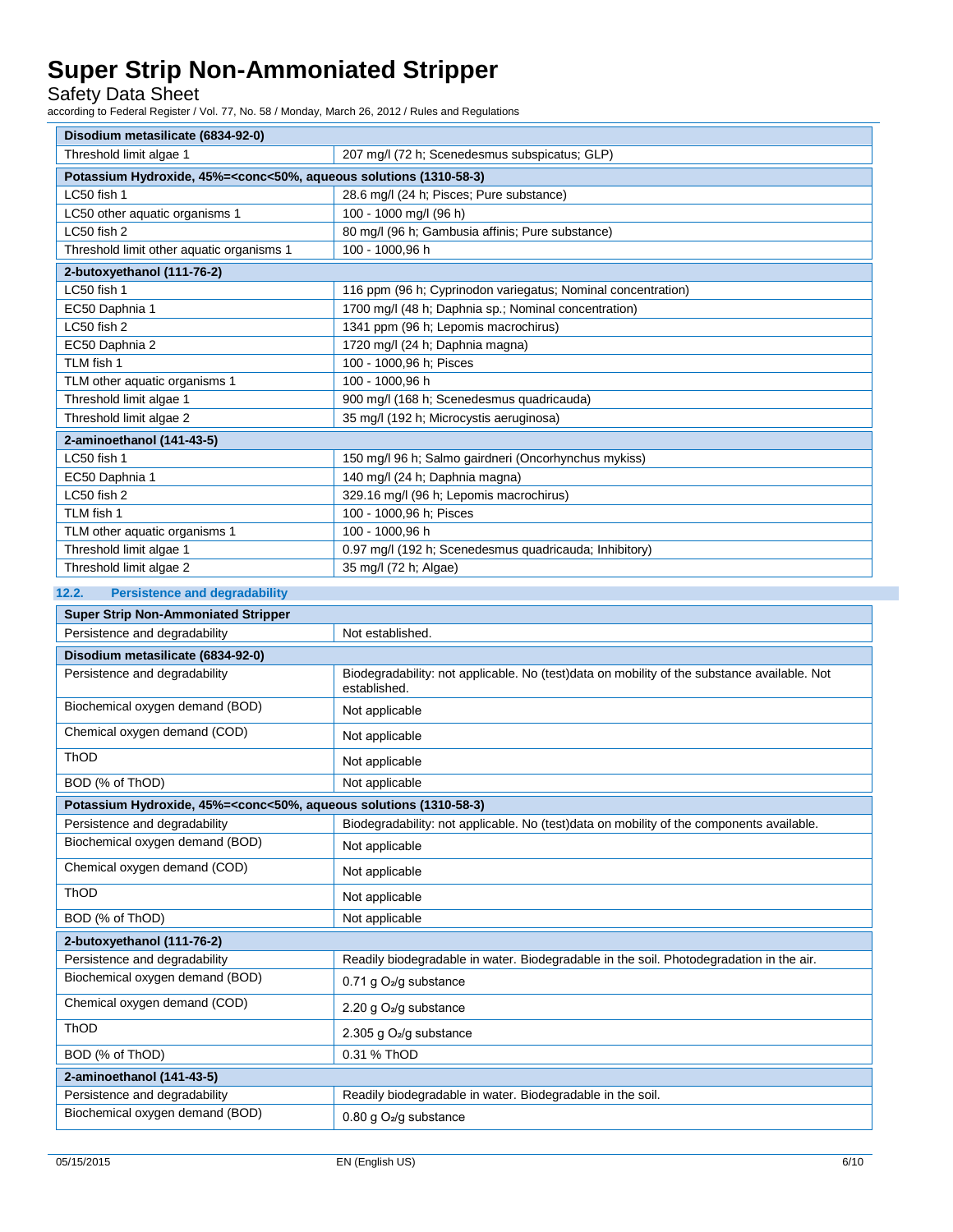| Disodium metasilicate (6834-92-0) | |
|---|---|
| Threshold limit algae 1 | 207 mg/l (72 h; Scenedesmus subspicatus; GLP) |
| **Potassium Hydroxide, 45%=<conc<50%, aqueous solutions (1310-58-3)** | |
| LC50 fish 1 | 28.6 mg/l (24 h; Pisces; Pure substance) |
| LC50 other aquatic organisms 1 | 100 - 1000 mg/l (96 h) |
| LC50 fish 2 | 80 mg/l (96 h; Gambusia affinis; Pure substance) |
| Threshold limit other aquatic organisms 1 | 100 - 1000,96 h |
| **2-butoxyethanol (111-76-2)** | |
| LC50 fish 1 | 116 ppm (96 h; Cyprinodon variegatus; Nominal concentration) |
| EC50 Daphnia 1 | 1700 mg/l (48 h; Daphnia sp.; Nominal concentration) |
| LC50 fish 2 | 1341 ppm (96 h; Lepomis macrochirus) |
| EC50 Daphnia 2 | 1720 mg/l (24 h; Daphnia magna) |
| TLM fish 1 | 100 - 1000,96 h; Pisces |
| TLM other aquatic organisms 1 | 100 - 1000,96 h |
| Threshold limit algae 1 | 900 mg/l (168 h; Scenedesmus quadricauda) |
| Threshold limit algae 2 | 35 mg/l (192 h; Microcystis aeruginosa) |
| **2-aminoethanol (141-43-5)** | |
| LC50 fish 1 | 150 mg/l 96 h; Salmo gairdneri (Oncorhynchus mykiss) |
| EC50 Daphnia 1 | 140 mg/l (24 h; Daphnia magna) |
| LC50 fish 2 | 329.16 mg/l (96 h; Lepomis macrochirus) |
| TLM fish 1 | 100 - 1000,96 h; Pisces |
| TLM other aquatic organisms 1 | 100 - 1000,96 h |
| Threshold limit algae 1 | 0.97 mg/l (192 h; Scenedesmus quadricauda; Inhibitory) |
| Threshold limit algae 2 | 35 mg/l (72 h; Algae) |

### 12.2. Persistence and degradability

| Super Strip Non-Ammoniated Stripper | |
|---|---|
| Persistence and degradability | Not established. |
| **Disodium metasilicate (6834-92-0)** | |
| Persistence and degradability | Biodegradability: not applicable. No (test)data on mobility of the substance available. Not established. |
| Biochemical oxygen demand (BOD) | Not applicable |
| Chemical oxygen demand (COD) | Not applicable |
| ThOD | Not applicable |
| BOD (% of ThOD) | Not applicable |
| **Potassium Hydroxide, 45%=<conc<50%, aqueous solutions (1310-58-3)** | |
| Persistence and degradability | Biodegradability: not applicable. No (test)data on mobility of the components available. |
| Biochemical oxygen demand (BOD) | Not applicable |
| Chemical oxygen demand (COD) | Not applicable |
| ThOD | Not applicable |
| BOD (% of ThOD) | Not applicable |
| **2-butoxyethanol (111-76-2)** | |
| Persistence and degradability | Readily biodegradable in water. Biodegradable in the soil. Photodegradation in the air. |
| Biochemical oxygen demand (BOD) | 0.71 g $O_2$/g substance |
| Chemical oxygen demand (COD) | 2.20 g $O_2$/g substance |
| ThOD | 2.305 g $O_2$/g substance |
| BOD (% of ThOD) | 0.31 % ThOD |
| **2-aminoethanol (141-43-5)** | |
| Persistence and degradability | Readily biodegradable in water. Biodegradable in the soil. |
| Biochemical oxygen demand (BOD) | 0.80 g $O_2$/g substance |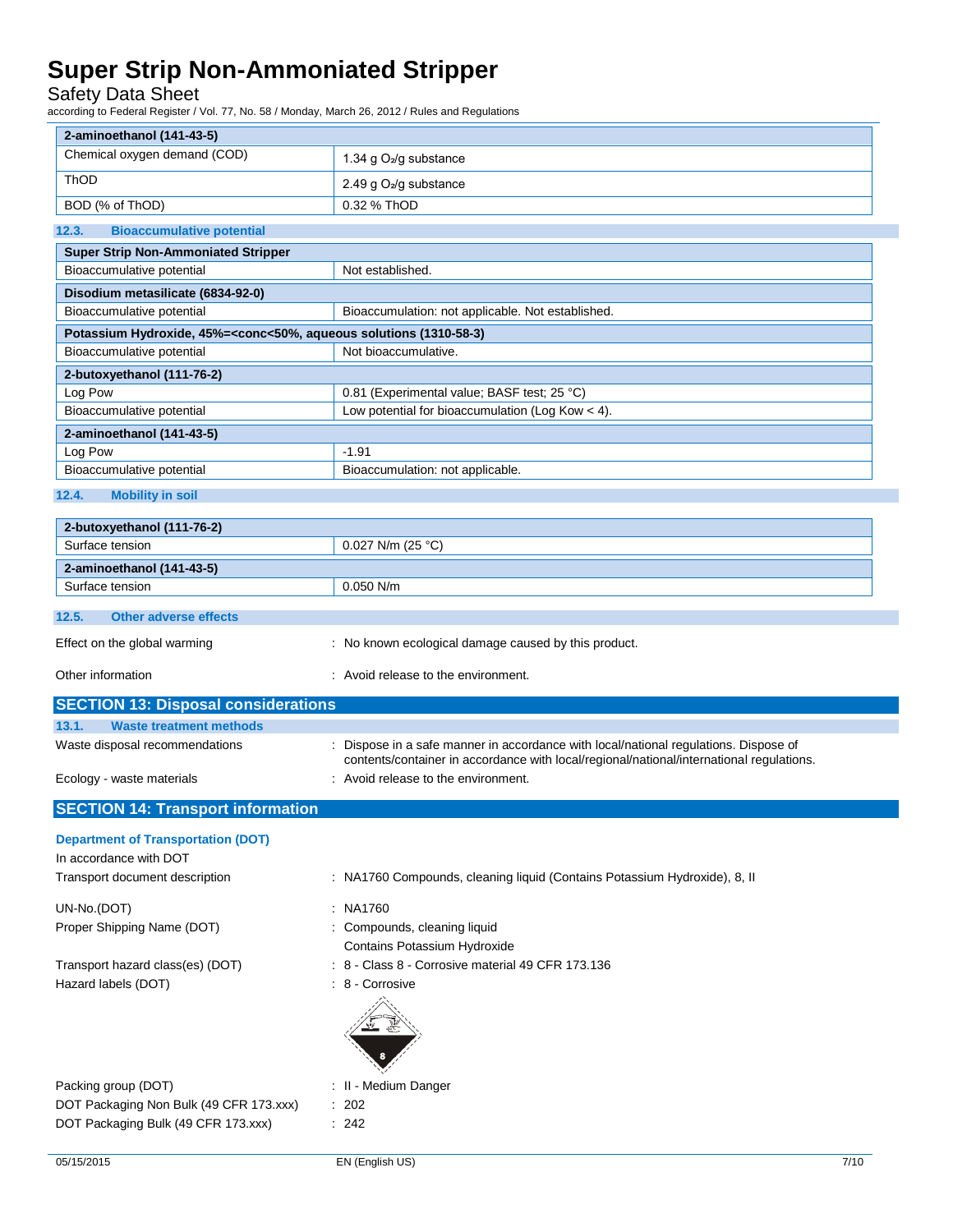| 2-aminoethanol (141-43-5) | |
|---|---|
| Chemical oxygen demand (COD) | 1.34 g $O_2$/g substance |
| ThOD | 2.49 g $O_2$/g substance |
| BOD (% of ThOD) | 0.32 % ThOD |

### 12.3. Bioaccumulative potential

| Super Strip Non-Ammoniated Stripper | |
|---|---|
| Bioaccumulative potential | Not established. |
| **Disodium metasilicate (6834-92-0)** | |
| Bioaccumulative potential | Bioaccumulation: not applicable. Not established. |
| **Potassium Hydroxide, 45%=<conc<50%, aqueous solutions (1310-58-3)** | |
| Bioaccumulative potential | Not bioaccumulative. |
| **2-butoxyethanol (111-76-2)** | |
| Log Pow | 0.81 (Experimental value; BASF test; 25 °C) |
| Bioaccumulative potential | Low potential for bioaccumulation (Log Kow < 4). |
| **2-aminoethanol (141-43-5)** | |
| Log Pow | -1.91 |
| Bioaccumulative potential | Bioaccumulation: not applicable. |

### 12.4. Mobility in soil

| 2-butoxyethanol (111-76-2) | |
|---|---|
| Surface tension | 0.027 N/m (25 °C) |
| **2-aminoethanol (141-43-5)** | |
| Surface tension | 0.050 N/m |

### 12.5. Other adverse effects

Effect on the global warming : No known ecological damage caused by this product.

Other information : Avoid release to the environment.

## SECTION 13: Disposal considerations

### 13.1. Waste treatment methods

Waste disposal recommendations : Dispose in a safe manner in accordance with local/national regulations. Dispose of contents/container in accordance with local/regional/national/international regulations.

Ecology - waste materials : Avoid release to the environment.

## SECTION 14: Transport information

### Department of Transportation (DOT)

In accordance with DOT

Transport document description : NA1760 Compounds, cleaning liquid (Contains Potassium Hydroxide), 8, II

UN-No.(DOT) : NA1760

Proper Shipping Name (DOT) : Compounds, cleaning liquid
Contains Potassium Hydroxide

Transport hazard class(es) (DOT) : 8 - Class 8 - Corrosive material 49 CFR 173.136

Hazard labels (DOT) : 8 - Corrosive

Packing group (DOT) : II - Medium Danger

DOT Packaging Non Bulk (49 CFR 173.xxx) : 202

DOT Packaging Bulk (49 CFR 173.xxx) : 242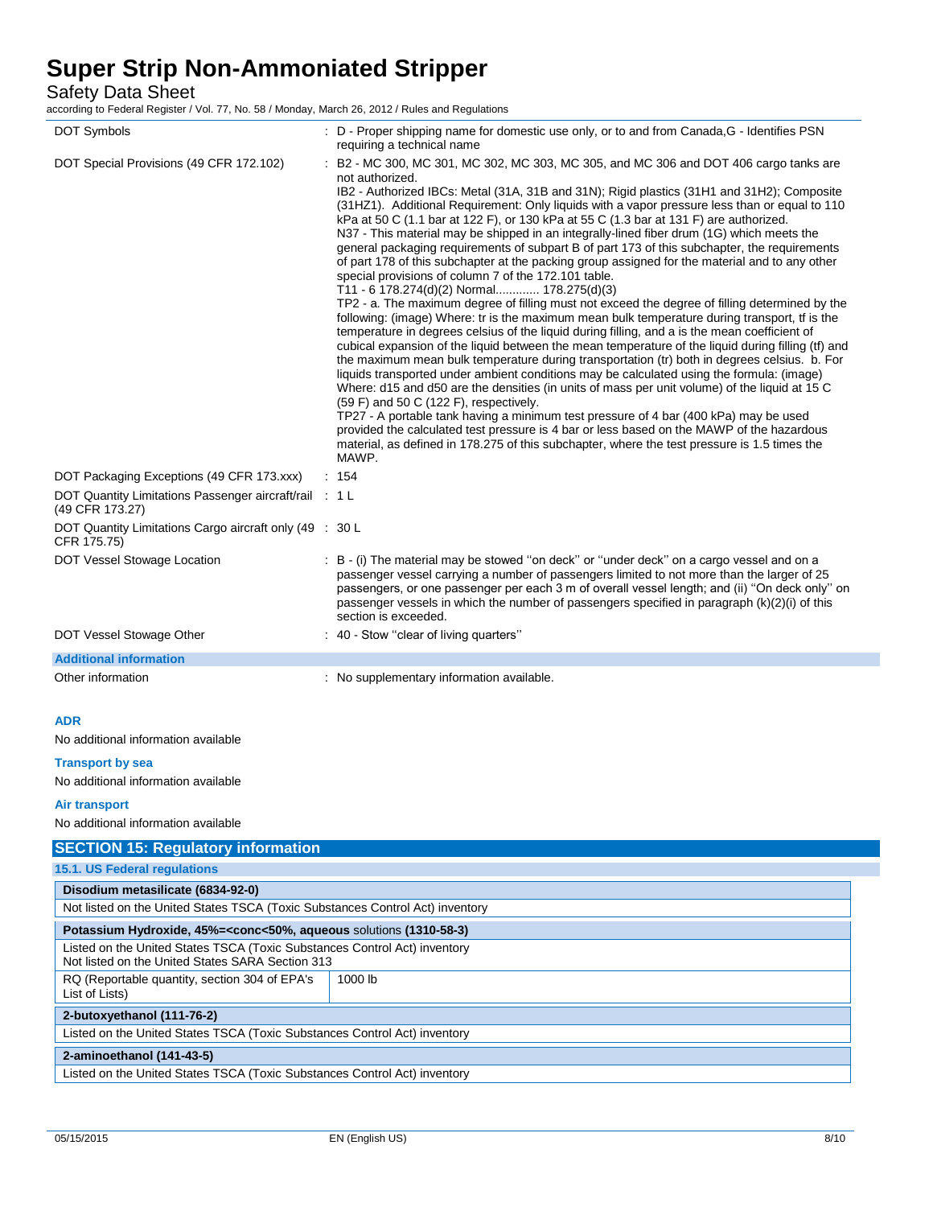| | |
|---|---|
| DOT Symbols | : D - Proper shipping name for domestic use only, or to and from Canada,G - Identifies PSN requiring a technical name |
| DOT Special Provisions (49 CFR 172.102) | : B2 - MC 300, MC 301, MC 302, MC 303, MC 305, and MC 306 and DOT 406 cargo tanks are not authorized.<br>IB2 - Authorized IBCs: Metal (31A, 31B and 31N); Rigid plastics (31H1 and 31H2); Composite (31HZ1). Additional Requirement: Only liquids with a vapor pressure less than or equal to 110 kPa at 50 C (1.1 bar at 122 F), or 130 kPa at 55 C (1.3 bar at 131 F) are authorized.<br>N37 - This material may be shipped in an integrally-lined fiber drum (1G) which meets the general packaging requirements of subpart B of part 173 of this subchapter, the requirements of part 178 of this subchapter at the packing group assigned for the material and to any other special provisions of column 7 of the 172.101 table.<br>T11 - 6 178.274(d)(2) Normal............. 178.275(d)(3)<br>TP2 - a. The maximum degree of filling must not exceed the degree of filling determined by the following: (image) Where: tr is the maximum mean bulk temperature during transport, tf is the temperature in degrees celsius of the liquid during filling, and a is the mean coefficient of cubical expansion of the liquid between the mean temperature of the liquid during filling (tf) and the maximum mean bulk temperature during transportation (tr) both in degrees celsius. b. For liquids transported under ambient conditions may be calculated using the formula: (image) Where: d15 and d50 are the densities (in units of mass per unit volume) of the liquid at 15 C (59 F) and 50 C (122 F), respectively.<br>TP27 - A portable tank having a minimum test pressure of 4 bar (400 kPa) may be used provided the calculated test pressure is 4 bar or less based on the MAWP of the hazardous material, as defined in 178.275 of this subchapter, where the test pressure is 1.5 times the MAWP. |
| DOT Packaging Exceptions (49 CFR 173.xxx) | : 154 |
| DOT Quantity Limitations Passenger aircraft/rail (49 CFR 173.27) | : 1 L |
| DOT Quantity Limitations Cargo aircraft only (49 CFR 175.75) | : 30 L |
| DOT Vessel Stowage Location | : B - (i) The material may be stowed ''on deck'' or ''under deck'' on a cargo vessel and on a passenger vessel carrying a number of passengers limited to not more than the larger of 25 passengers, or one passenger per each 3 m of overall vessel length; and (ii) ''On deck only'' on passenger vessels in which the number of passengers specified in paragraph (k)(2)(i) of this section is exceeded. |
| DOT Vessel Stowage Other | : 40 - Stow ''clear of living quarters'' |

**Additional information**

| | |
|---|---|
| Other information | : No supplementary information available. |

#### ADR

No additional information available

#### Transport by sea

No additional information available

#### Air transport

No additional information available

## SECTION 15: Regulatory information

### 15.1. US Federal regulations

| **Disodium metasilicate (6834-92-0)** | |
|---|---|
| Not listed on the United States TSCA (Toxic Substances Control Act) inventory | |

| **Potassium Hydroxide, 45%=<conc<50%, aqueous solutions (1310-58-3)** | |
|---|---|
| Listed on the United States TSCA (Toxic Substances Control Act) inventory<br>Not listed on the United States SARA Section 313 | |
| RQ (Reportable quantity, section 304 of EPA's List of Lists) | 1000 lb |

| **2-butoxyethanol (111-76-2)** |
|---|
| Listed on the United States TSCA (Toxic Substances Control Act) inventory |

| **2-aminoethanol (141-43-5)** |
|---|
| Listed on the United States TSCA (Toxic Substances Control Act) inventory |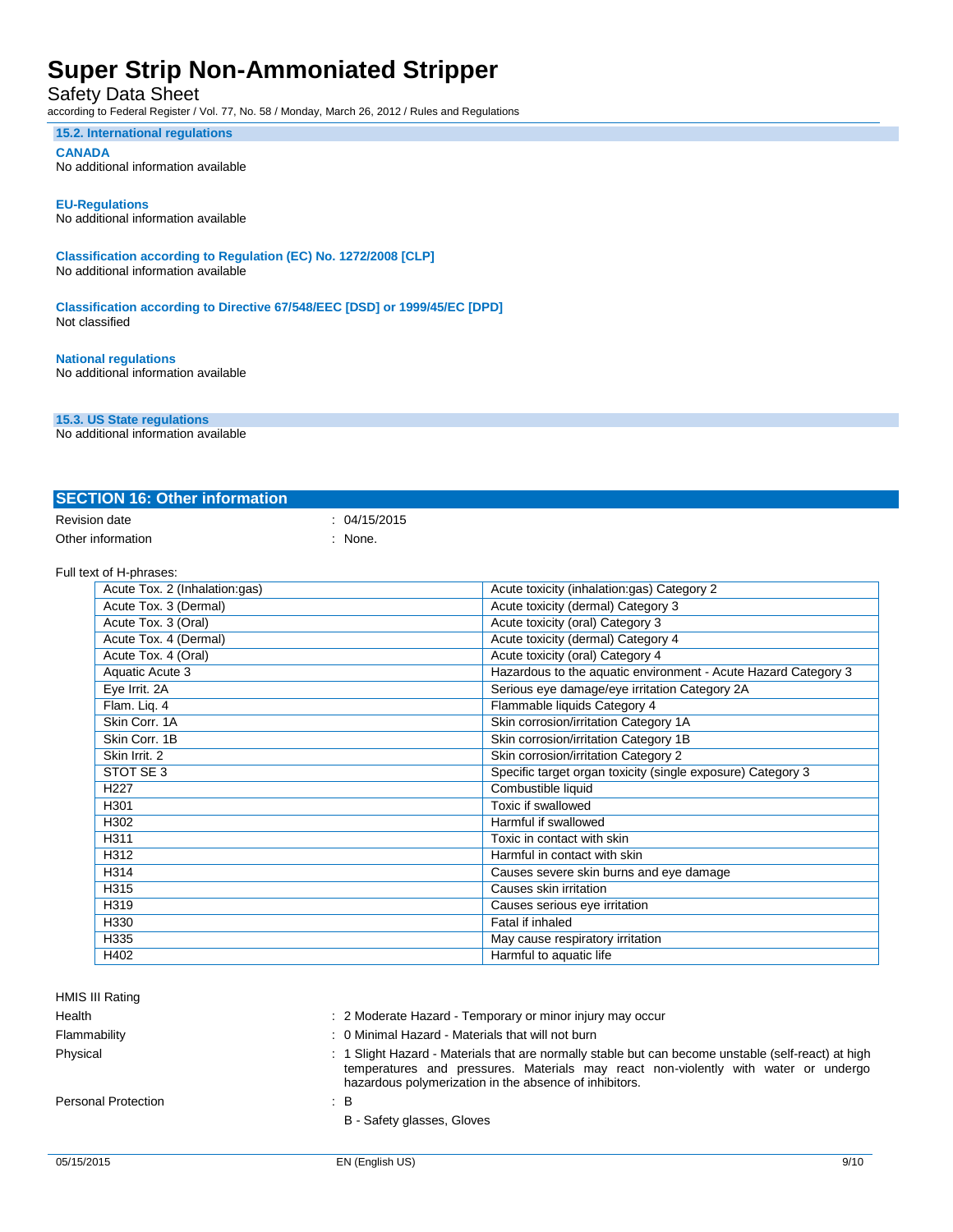### 15.2. International regulations

**CANADA**

No additional information available

**EU-Regulations**

No additional information available

**Classification according to Regulation (EC) No. 1272/2008 [CLP]**

No additional information available

**Classification according to Directive 67/548/EEC [DSD] or 1999/45/EC [DPD]**

Not classified

**National regulations**

No additional information available

### 15.3. US State regulations

No additional information available

## SECTION 16: Other information

Revision date : 04/15/2015

Other information : None.

Full text of H-phrases:

| | |
|---|---|
| Acute Tox. 2 (Inhalation:gas) | Acute toxicity (inhalation:gas) Category 2 |
| Acute Tox. 3 (Dermal) | Acute toxicity (dermal) Category 3 |
| Acute Tox. 3 (Oral) | Acute toxicity (oral) Category 3 |
| Acute Tox. 4 (Dermal) | Acute toxicity (dermal) Category 4 |
| Acute Tox. 4 (Oral) | Acute toxicity (oral) Category 4 |
| Aquatic Acute 3 | Hazardous to the aquatic environment - Acute Hazard Category 3 |
| Eye Irrit. 2A | Serious eye damage/eye irritation Category 2A |
| Flam. Liq. 4 | Flammable liquids Category 4 |
| Skin Corr. 1A | Skin corrosion/irritation Category 1A |
| Skin Corr. 1B | Skin corrosion/irritation Category 1B |
| Skin Irrit. 2 | Skin corrosion/irritation Category 2 |
| STOT SE 3 | Specific target organ toxicity (single exposure) Category 3 |
| H227 | Combustible liquid |
| H301 | Toxic if swallowed |
| H302 | Harmful if swallowed |
| H311 | Toxic in contact with skin |
| H312 | Harmful in contact with skin |
| H314 | Causes severe skin burns and eye damage |
| H315 | Causes skin irritation |
| H319 | Causes serious eye irritation |
| H330 | Fatal if inhaled |
| H335 | May cause respiratory irritation |
| H402 | Harmful to aquatic life |

HMIS III Rating

Health : 2 Moderate Hazard - Temporary or minor injury may occur

Flammability : 0 Minimal Hazard - Materials that will not burn

Physical : 1 Slight Hazard - Materials that are normally stable but can become unstable (self-react) at high temperatures and pressures. Materials may react non-violently with water or undergo hazardous polymerization in the absence of inhibitors.

Personal Protection : B

B - Safety glasses, Gloves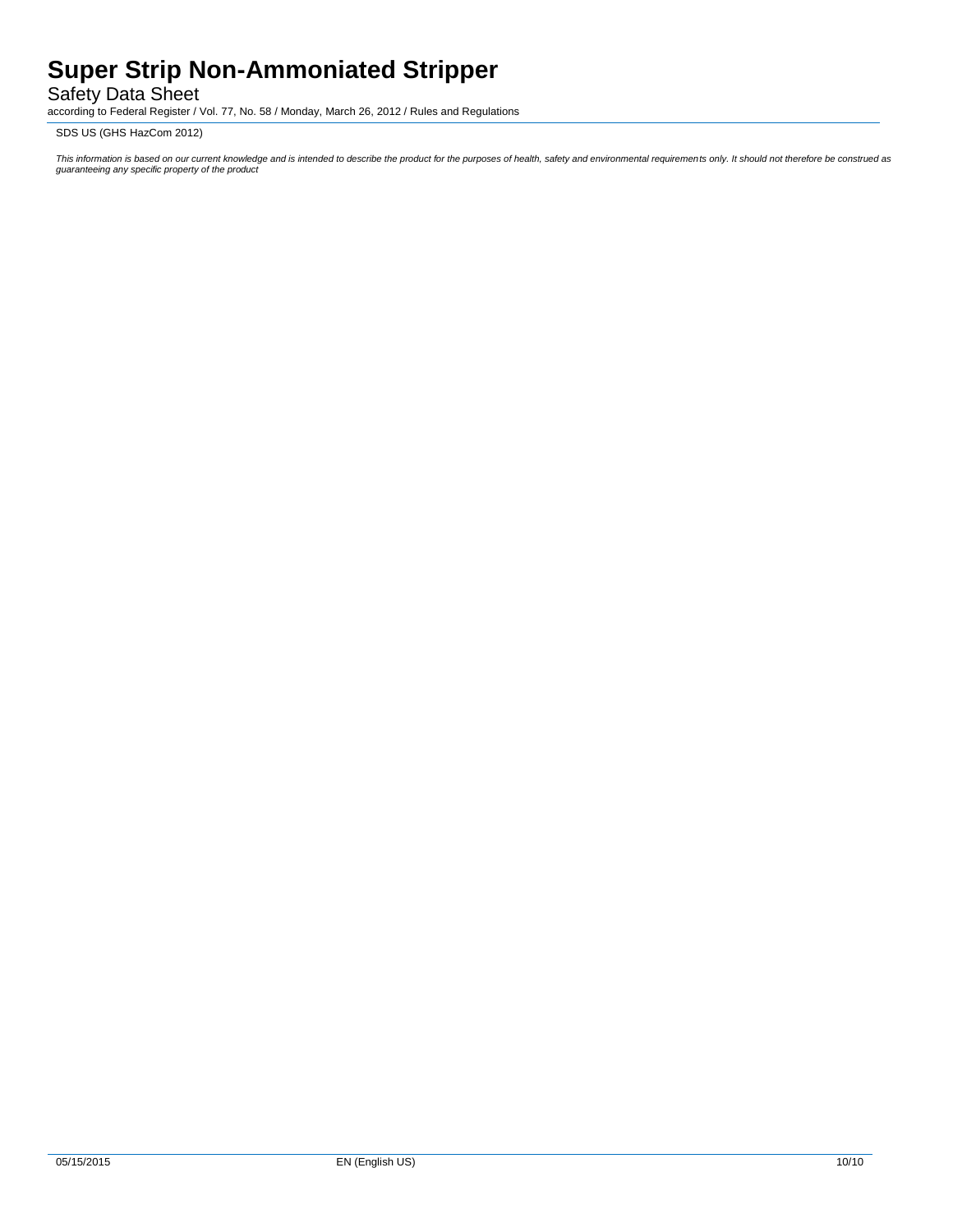*This information is based on our current knowledge and is intended to describe the product for the purposes of health, safety and environmental requirements only. It should not therefore be construed as guaranteeing any specific property of the product*